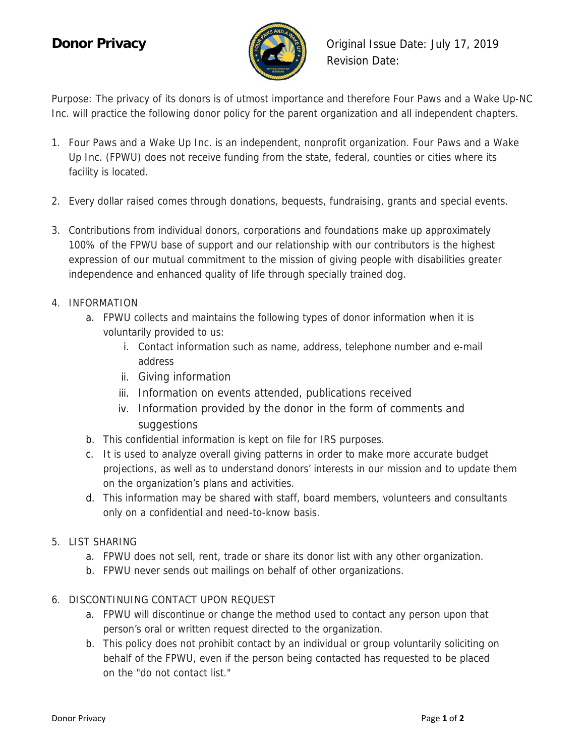# Donor Privacy

Original Issue Date: July 17, 2019
Revision Date:

Purpose: The privacy of its donors is of utmost importance and therefore Four Paws and a Wake Up-NC Inc. will practice the following donor policy for the parent organization and all independent chapters.

1. Four Paws and a Wake Up Inc. is an independent, nonprofit organization. Four Paws and a Wake Up Inc. (FPWU) does not receive funding from the state, federal, counties or cities where its facility is located.

2. Every dollar raised comes through donations, bequests, fundraising, grants and special events.

3. Contributions from individual donors, corporations and foundations make up approximately 100% of the FPWU base of support and our relationship with our contributors is the highest expression of our mutual commitment to the mission of giving people with disabilities greater independence and enhanced quality of life through specially trained dog.

4. INFORMATION
   a. FPWU collects and maintains the following types of donor information when it is voluntarily provided to us:
      i. Contact information such as name, address, telephone number and e-mail address
      ii. Giving information
      iii. Information on events attended, publications received
      iv. Information provided by the donor in the form of comments and suggestions
   b. This confidential information is kept on file for IRS purposes.
   c. It is used to analyze overall giving patterns in order to make more accurate budget projections, as well as to understand donors' interests in our mission and to update them on the organization's plans and activities.
   d. This information may be shared with staff, board members, volunteers and consultants only on a confidential and need-to-know basis.

5. LIST SHARING
   a. FPWU does not sell, rent, trade or share its donor list with any other organization.
   b. FPWU never sends out mailings on behalf of other organizations.

6. DISCONTINUING CONTACT UPON REQUEST
   a. FPWU will discontinue or change the method used to contact any person upon that person's oral or written request directed to the organization.
   b. This policy does not prohibit contact by an individual or group voluntarily soliciting on behalf of the FPWU, even if the person being contacted has requested to be placed on the "do not contact list."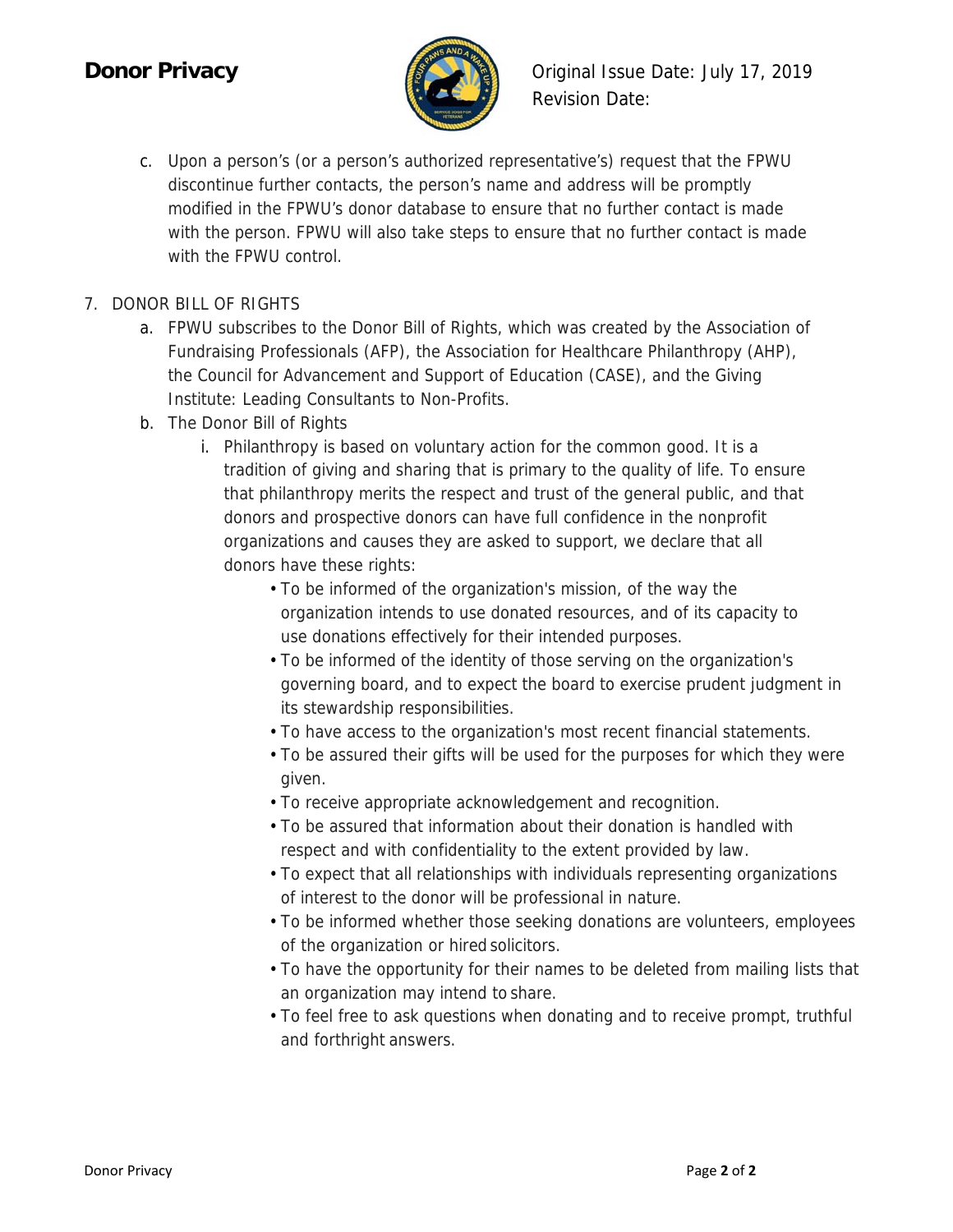c. Upon a person's (or a person's authorized representative's) request that the FPWU discontinue further contacts, the person's name and address will be promptly modified in the FPWU's donor database to ensure that no further contact is made with the person. FPWU will also take steps to ensure that no further contact is made with the FPWU control.

7. DONOR BILL OF RIGHTS
   a. FPWU subscribes to the Donor Bill of Rights, which was created by the Association of Fundraising Professionals (AFP), the Association for Healthcare Philanthropy (AHP), the Council for Advancement and Support of Education (CASE), and the Giving Institute: Leading Consultants to Non-Profits.
   b. The Donor Bill of Rights
      i. Philanthropy is based on voluntary action for the common good. It is a tradition of giving and sharing that is primary to the quality of life. To ensure that philanthropy merits the respect and trust of the general public, and that donors and prospective donors can have full confidence in the nonprofit organizations and causes they are asked to support, we declare that all donors have these rights:
         - To be informed of the organization's mission, of the way the organization intends to use donated resources, and of its capacity to use donations effectively for their intended purposes.
         - To be informed of the identity of those serving on the organization's governing board, and to expect the board to exercise prudent judgment in its stewardship responsibilities.
         - To have access to the organization's most recent financial statements.
         - To be assured their gifts will be used for the purposes for which they were given.
         - To receive appropriate acknowledgement and recognition.
         - To be assured that information about their donation is handled with respect and with confidentiality to the extent provided by law.
         - To expect that all relationships with individuals representing organizations of interest to the donor will be professional in nature.
         - To be informed whether those seeking donations are volunteers, employees of the organization or hired solicitors.
         - To have the opportunity for their names to be deleted from mailing lists that an organization may intend to share.
         - To feel free to ask questions when donating and to receive prompt, truthful and forthright answers.